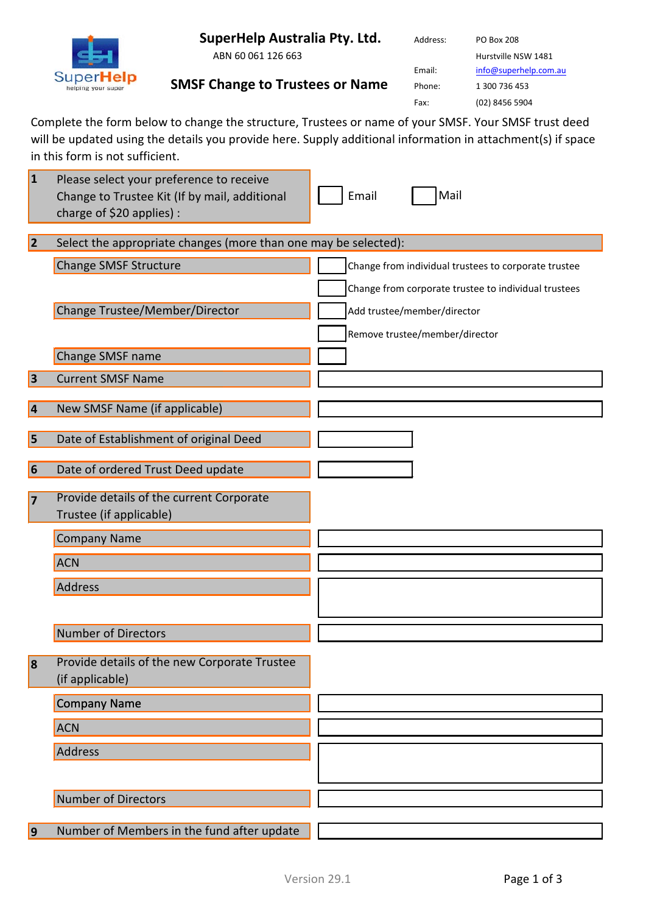# SuperHelp Australia Pty. Ltd.

ABN 60 061 126 663

## SMSF Change to Trustees or Name

| | |
|---|---|
| Address: | PO Box 208 |
| | Hurstville NSW 1481 |
| Email: | info@superhelp.com.au |
| Phone: | 1 300 736 453 |
| Fax: | (02) 8456 5904 |

Complete the form below to change the structure, Trustees or name of your SMSF. Your SMSF trust deed will be updated using the details you provide here. Supply additional information in attachment(s) if space in this form is not sufficient.

| | | |
|---|---|---|
| **1** | Please select your preference to receive Change to Trustee Kit (If by mail, additional charge of $20 applies) : | ☐ Email ☐ Mail |
| **2** | Select the appropriate changes (more than one may be selected): | |
| | Change SMSF Structure | ☐ Change from individual trustees to corporate trustee |
| | | ☐ Change from corporate trustee to individual trustees |
| | Change Trustee/Member/Director | ☐ Add trustee/member/director |
| | | ☐ Remove trustee/member/director |
| | Change SMSF name | ☐ |
| **3** | Current SMSF Name | |
| **4** | New SMSF Name (if applicable) | |
| **5** | Date of Establishment of original Deed | |
| **6** | Date of ordered Trust Deed update | |
| **7** | Provide details of the current Corporate Trustee (if applicable) | |
| | Company Name | |
| | ACN | |
| | Address | |
| | Number of Directors | |
| **8** | Provide details of the new Corporate Trustee (if applicable) | |
| | Company Name | |
| | ACN | |
| | Address | |
| | Number of Directors | |
| **9** | Number of Members in the fund after update | |

Version 29.1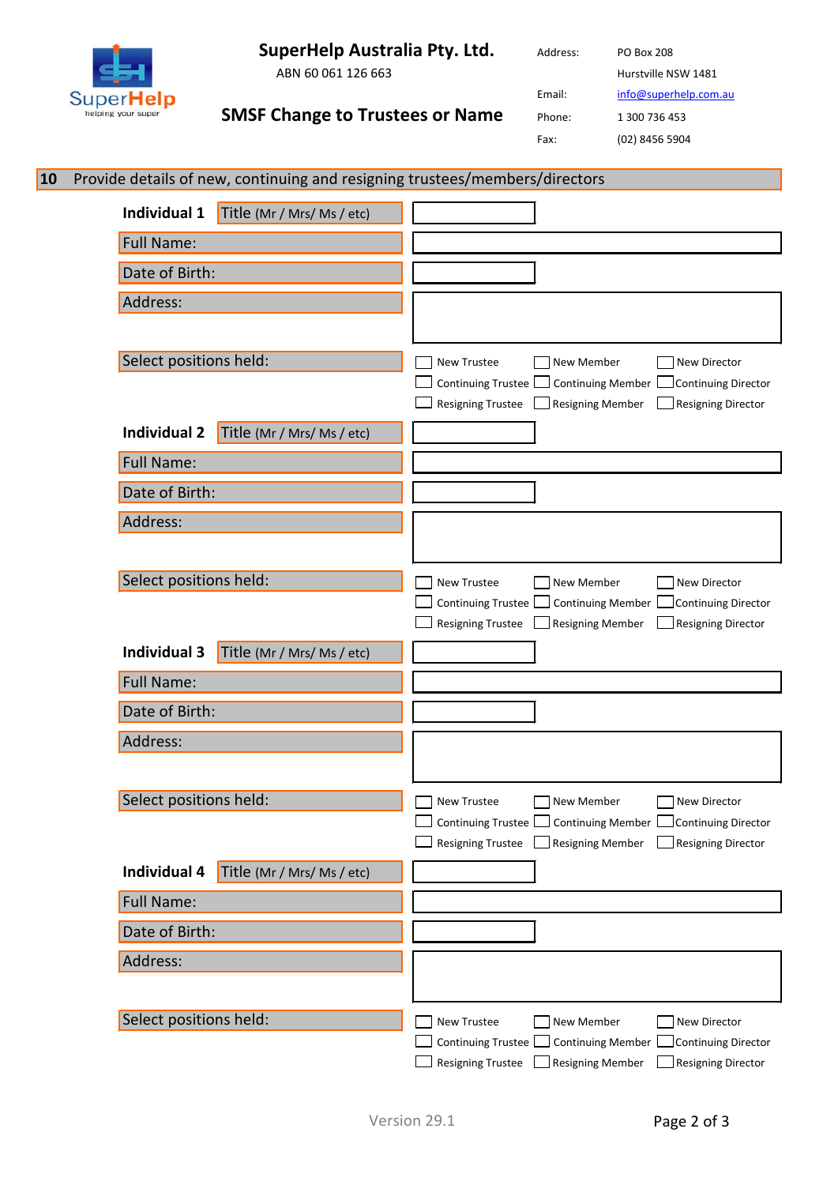# SuperHelp Australia Pty. Ltd.

ABN 60 061 126 663

## SMSF Change to Trustees or Name

Address: PO Box 208
Hurstville NSW 1481

Email: info@superhelp.com.au

Phone: 1 300 736 453

Fax: (02) 8456 5904

## 10 Provide details of new, continuing and resigning trustees/members/directors

**Individual 1** Title (Mr / Mrs/ Ms / etc)

Full Name:

Date of Birth:

Address:

Select positions held:

- ☐ New Trustee ☐ New Member ☐ New Director
- ☐ Continuing Trustee ☐ Continuing Member ☐ Continuing Director
- ☐ Resigning Trustee ☐ Resigning Member ☐ Resigning Director

**Individual 2** Title (Mr / Mrs/ Ms / etc)

Full Name:

Date of Birth:

Address:

Select positions held:

- ☐ New Trustee ☐ New Member ☐ New Director
- ☐ Continuing Trustee ☐ Continuing Member ☐ Continuing Director
- ☐ Resigning Trustee ☐ Resigning Member ☐ Resigning Director

**Individual 3** Title (Mr / Mrs/ Ms / etc)

Full Name:

Date of Birth:

Address:

Select positions held:

- ☐ New Trustee ☐ New Member ☐ New Director
- ☐ Continuing Trustee ☐ Continuing Member ☐ Continuing Director
- ☐ Resigning Trustee ☐ Resigning Member ☐ Resigning Director

**Individual 4** Title (Mr / Mrs/ Ms / etc)

Full Name:

Date of Birth:

Address:

Select positions held:

- ☐ New Trustee ☐ New Member ☐ New Director
- ☐ Continuing Trustee ☐ Continuing Member ☐ Continuing Director
- ☐ Resigning Trustee ☐ Resigning Member ☐ Resigning Director

Version 29.1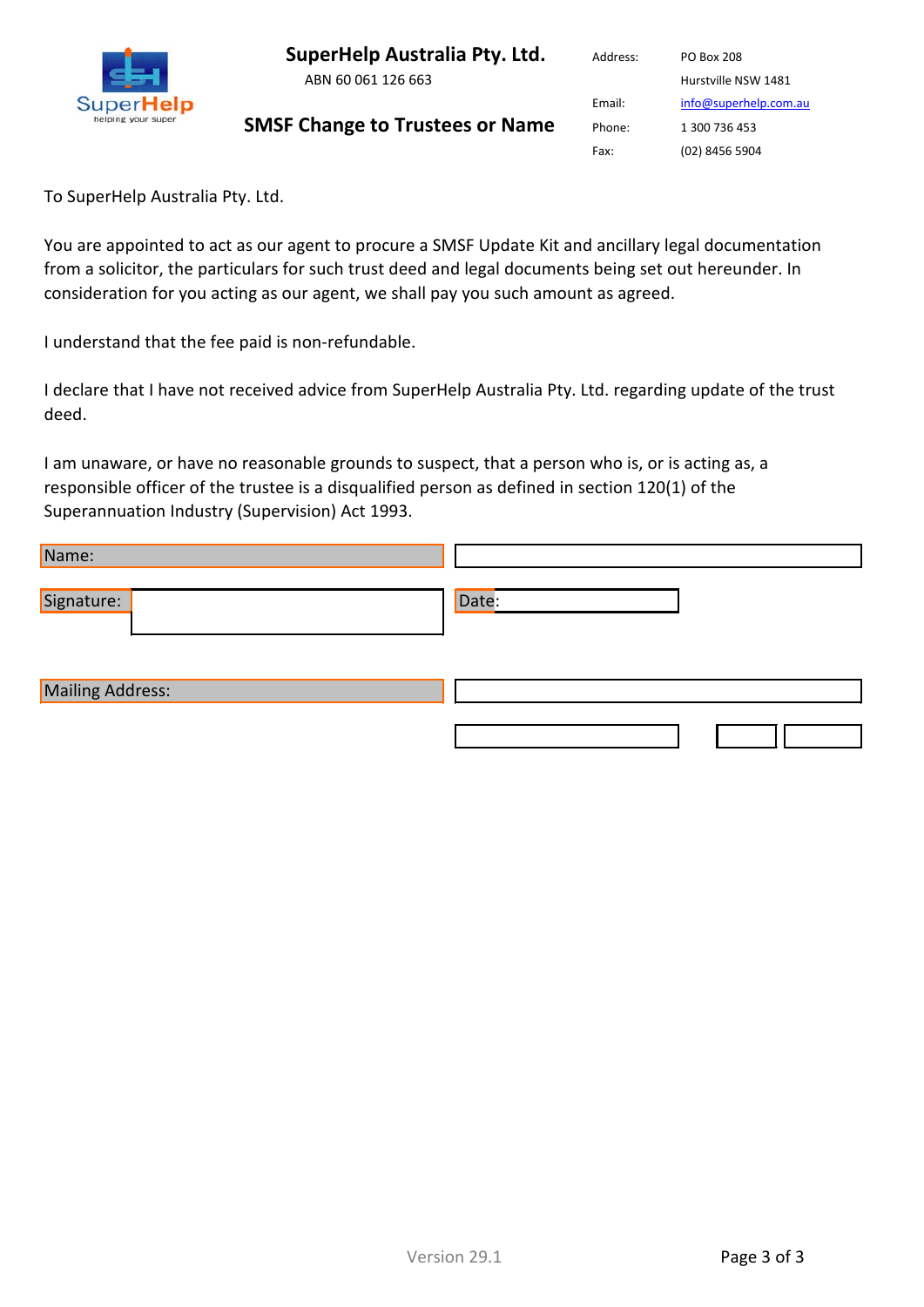**SuperHelp Australia Pty. Ltd.**

ABN 60 061 126 663

## SMSF Change to Trustees or Name

| | |
|---|---|
| Address: | PO Box 208 |
| | Hurstville NSW 1481 |
| Email: | info@superhelp.com.au |
| Phone: | 1 300 736 453 |
| Fax: | (02) 8456 5904 |

To SuperHelp Australia Pty. Ltd.

You are appointed to act as our agent to procure a SMSF Update Kit and ancillary legal documentation from a solicitor, the particulars for such trust deed and legal documents being set out hereunder. In consideration for you acting as our agent, we shall pay you such amount as agreed.

I understand that the fee paid is non-refundable.

I declare that I have not received advice from SuperHelp Australia Pty. Ltd. regarding update of the trust deed.

I am unaware, or have no reasonable grounds to suspect, that a person who is, or is acting as, a responsible officer of the trustee is a disqualified person as defined in section 120(1) of the Superannuation Industry (Supervision) Act 1993.

Name:

Signature:

Date:

Mailing Address: